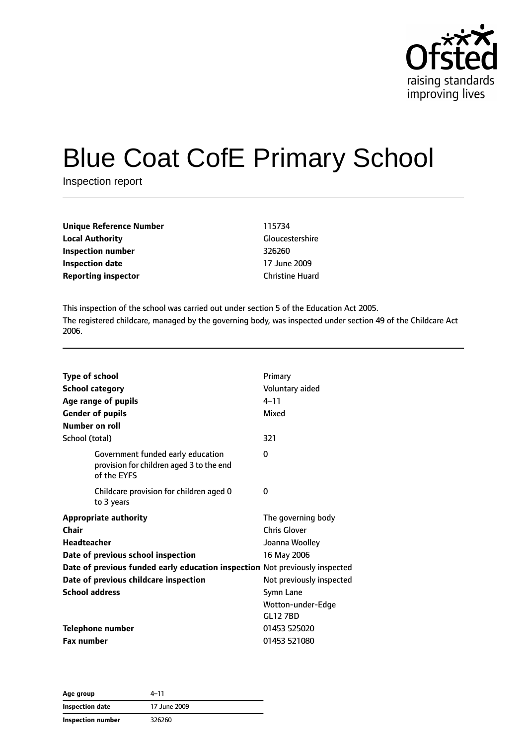# Blue Coat CofE Primary School

Inspection report

| | |
|---|---|
| **Unique Reference Number** | 115734 |
| **Local Authority** | Gloucestershire |
| **Inspection number** | 326260 |
| **Inspection date** | 17 June 2009 |
| **Reporting inspector** | Christine Huard |

This inspection of the school was carried out under section 5 of the Education Act 2005.

The registered childcare, managed by the governing body, was inspected under section 49 of the Childcare Act 2006.

| | |
|---|---|
| **Type of school** | Primary |
| **School category** | Voluntary aided |
| **Age range of pupils** | 4–11 |
| **Gender of pupils** | Mixed |
| **Number on roll** | |
| School (total) | 321 |
| Government funded early education provision for children aged 3 to the end of the EYFS | 0 |
| Childcare provision for children aged 0 to 3 years | 0 |
| **Appropriate authority** | The governing body |
| **Chair** | Chris Glover |
| **Headteacher** | Joanna Woolley |
| **Date of previous school inspection** | 16 May 2006 |
| **Date of previous funded early education inspection** | Not previously inspected |
| **Date of previous childcare inspection** | Not previously inspected |
| **School address** | Symn Lane<br>Wotton-under-Edge<br>GL12 7BD |
| **Telephone number** | 01453 525020 |
| **Fax number** | 01453 521080 |

| | |
|---|---|
| **Age group** | 4–11 |
| **Inspection date** | 17 June 2009 |
| **Inspection number** | 326260 |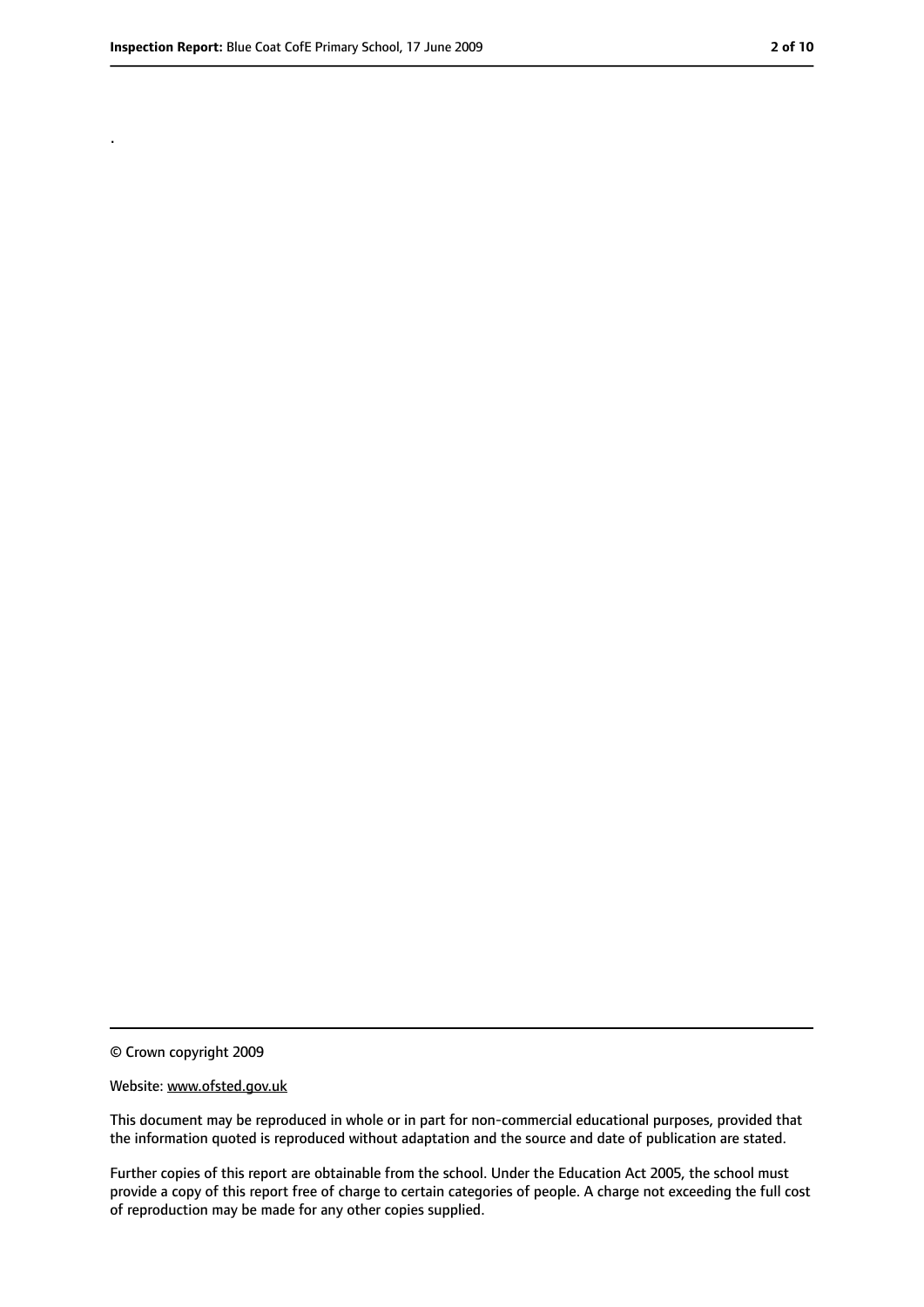.

© Crown copyright 2009

Website: www.ofsted.gov.uk

This document may be reproduced in whole or in part for non-commercial educational purposes, provided that the information quoted is reproduced without adaptation and the source and date of publication are stated.

Further copies of this report are obtainable from the school. Under the Education Act 2005, the school must provide a copy of this report free of charge to certain categories of people. A charge not exceeding the full cost of reproduction may be made for any other copies supplied.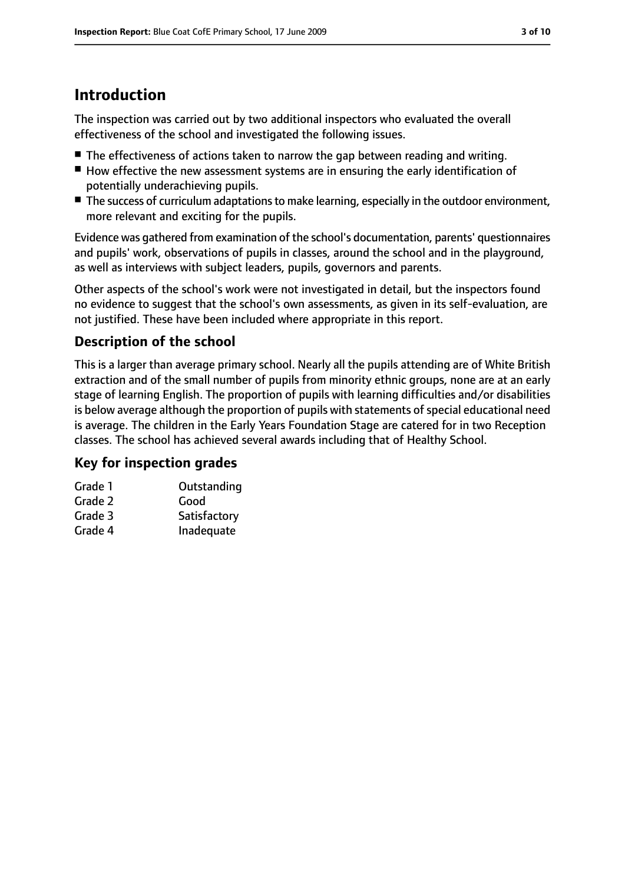# Introduction

The inspection was carried out by two additional inspectors who evaluated the overall effectiveness of the school and investigated the following issues.

- The effectiveness of actions taken to narrow the gap between reading and writing.
- How effective the new assessment systems are in ensuring the early identification of potentially underachieving pupils.
- The success of curriculum adaptations to make learning, especially in the outdoor environment, more relevant and exciting for the pupils.

Evidence was gathered from examination of the school's documentation, parents' questionnaires and pupils' work, observations of pupils in classes, around the school and in the playground, as well as interviews with subject leaders, pupils, governors and parents.

Other aspects of the school's work were not investigated in detail, but the inspectors found no evidence to suggest that the school's own assessments, as given in its self-evaluation, are not justified. These have been included where appropriate in this report.

## Description of the school

This is a larger than average primary school. Nearly all the pupils attending are of White British extraction and of the small number of pupils from minority ethnic groups, none are at an early stage of learning English. The proportion of pupils with learning difficulties and/or disabilities is below average although the proportion of pupils with statements of special educational need is average. The children in the Early Years Foundation Stage are catered for in two Reception classes. The school has achieved several awards including that of Healthy School.

## Key for inspection grades

| | |
|---|---|
| Grade 1 | Outstanding |
| Grade 2 | Good |
| Grade 3 | Satisfactory |
| Grade 4 | Inadequate |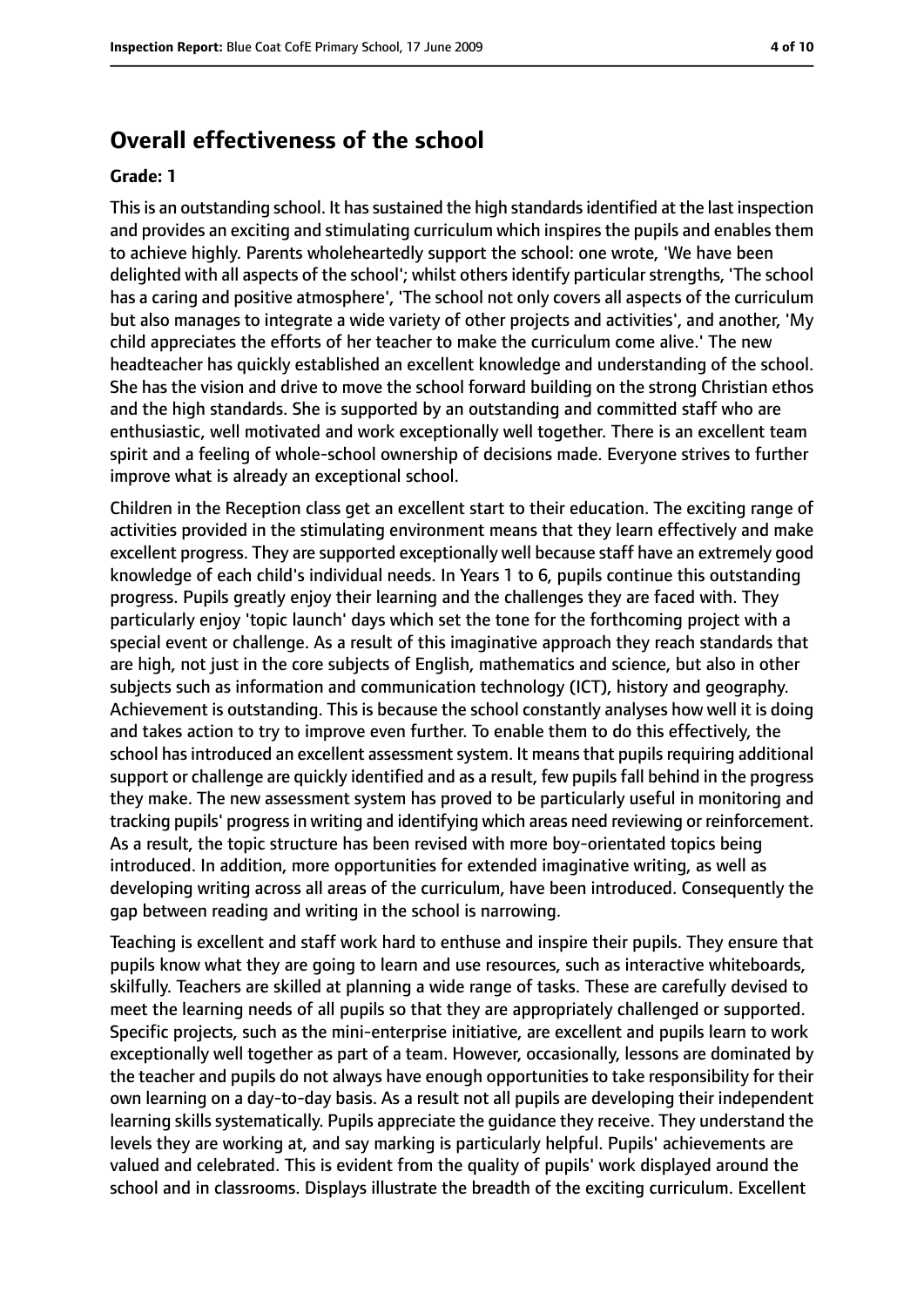## Overall effectiveness of the school

**Grade: 1**

This is an outstanding school. It has sustained the high standards identified at the last inspection and provides an exciting and stimulating curriculum which inspires the pupils and enables them to achieve highly. Parents wholeheartedly support the school: one wrote, 'We have been delighted with all aspects of the school'; whilst others identify particular strengths, 'The school has a caring and positive atmosphere', 'The school not only covers all aspects of the curriculum but also manages to integrate a wide variety of other projects and activities', and another, 'My child appreciates the efforts of her teacher to make the curriculum come alive.' The new headteacher has quickly established an excellent knowledge and understanding of the school. She has the vision and drive to move the school forward building on the strong Christian ethos and the high standards. She is supported by an outstanding and committed staff who are enthusiastic, well motivated and work exceptionally well together. There is an excellent team spirit and a feeling of whole-school ownership of decisions made. Everyone strives to further improve what is already an exceptional school.

Children in the Reception class get an excellent start to their education. The exciting range of activities provided in the stimulating environment means that they learn effectively and make excellent progress. They are supported exceptionally well because staff have an extremely good knowledge of each child's individual needs. In Years 1 to 6, pupils continue this outstanding progress. Pupils greatly enjoy their learning and the challenges they are faced with. They particularly enjoy 'topic launch' days which set the tone for the forthcoming project with a special event or challenge. As a result of this imaginative approach they reach standards that are high, not just in the core subjects of English, mathematics and science, but also in other subjects such as information and communication technology (ICT), history and geography. Achievement is outstanding. This is because the school constantly analyses how well it is doing and takes action to try to improve even further. To enable them to do this effectively, the school has introduced an excellent assessment system. It means that pupils requiring additional support or challenge are quickly identified and as a result, few pupils fall behind in the progress they make. The new assessment system has proved to be particularly useful in monitoring and tracking pupils' progress in writing and identifying which areas need reviewing or reinforcement. As a result, the topic structure has been revised with more boy-orientated topics being introduced. In addition, more opportunities for extended imaginative writing, as well as developing writing across all areas of the curriculum, have been introduced. Consequently the gap between reading and writing in the school is narrowing.

Teaching is excellent and staff work hard to enthuse and inspire their pupils. They ensure that pupils know what they are going to learn and use resources, such as interactive whiteboards, skilfully. Teachers are skilled at planning a wide range of tasks. These are carefully devised to meet the learning needs of all pupils so that they are appropriately challenged or supported. Specific projects, such as the mini-enterprise initiative, are excellent and pupils learn to work exceptionally well together as part of a team. However, occasionally, lessons are dominated by the teacher and pupils do not always have enough opportunities to take responsibility for their own learning on a day-to-day basis. As a result not all pupils are developing their independent learning skills systematically. Pupils appreciate the guidance they receive. They understand the levels they are working at, and say marking is particularly helpful. Pupils' achievements are valued and celebrated. This is evident from the quality of pupils' work displayed around the school and in classrooms. Displays illustrate the breadth of the exciting curriculum. Excellent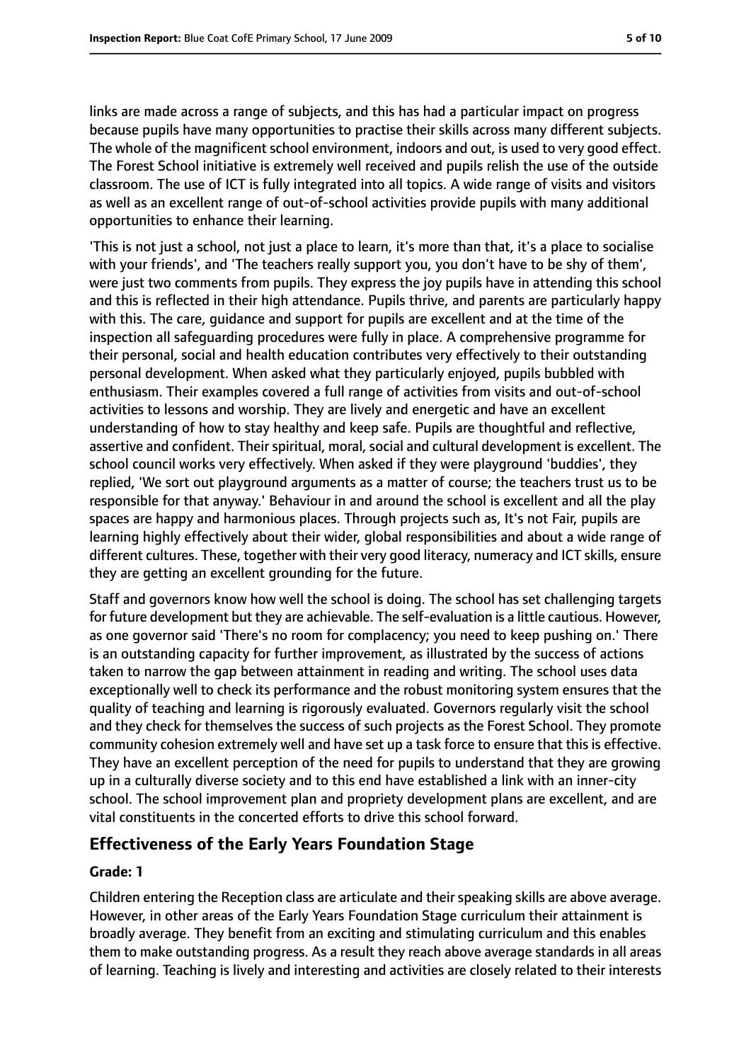links are made across a range of subjects, and this has had a particular impact on progress because pupils have many opportunities to practise their skills across many different subjects. The whole of the magnificent school environment, indoors and out, is used to very good effect. The Forest School initiative is extremely well received and pupils relish the use of the outside classroom. The use of ICT is fully integrated into all topics. A wide range of visits and visitors as well as an excellent range of out-of-school activities provide pupils with many additional opportunities to enhance their learning.

'This is not just a school, not just a place to learn, it's more than that, it's a place to socialise with your friends', and 'The teachers really support you, you don't have to be shy of them', were just two comments from pupils. They express the joy pupils have in attending this school and this is reflected in their high attendance. Pupils thrive, and parents are particularly happy with this. The care, guidance and support for pupils are excellent and at the time of the inspection all safeguarding procedures were fully in place. A comprehensive programme for their personal, social and health education contributes very effectively to their outstanding personal development. When asked what they particularly enjoyed, pupils bubbled with enthusiasm. Their examples covered a full range of activities from visits and out-of-school activities to lessons and worship. They are lively and energetic and have an excellent understanding of how to stay healthy and keep safe. Pupils are thoughtful and reflective, assertive and confident. Their spiritual, moral, social and cultural development is excellent. The school council works very effectively. When asked if they were playground 'buddies', they replied, 'We sort out playground arguments as a matter of course; the teachers trust us to be responsible for that anyway.' Behaviour in and around the school is excellent and all the play spaces are happy and harmonious places. Through projects such as, It's not Fair, pupils are learning highly effectively about their wider, global responsibilities and about a wide range of different cultures. These, together with their very good literacy, numeracy and ICT skills, ensure they are getting an excellent grounding for the future.

Staff and governors know how well the school is doing. The school has set challenging targets for future development but they are achievable. The self-evaluation is a little cautious. However, as one governor said 'There's no room for complacency; you need to keep pushing on.' There is an outstanding capacity for further improvement, as illustrated by the success of actions taken to narrow the gap between attainment in reading and writing. The school uses data exceptionally well to check its performance and the robust monitoring system ensures that the quality of teaching and learning is rigorously evaluated. Governors regularly visit the school and they check for themselves the success of such projects as the Forest School. They promote community cohesion extremely well and have set up a task force to ensure that this is effective. They have an excellent perception of the need for pupils to understand that they are growing up in a culturally diverse society and to this end have established a link with an inner-city school. The school improvement plan and propriety development plans are excellent, and are vital constituents in the concerted efforts to drive this school forward.

## Effectiveness of the Early Years Foundation Stage

### Grade: 1

Children entering the Reception class are articulate and their speaking skills are above average. However, in other areas of the Early Years Foundation Stage curriculum their attainment is broadly average. They benefit from an exciting and stimulating curriculum and this enables them to make outstanding progress. As a result they reach above average standards in all areas of learning. Teaching is lively and interesting and activities are closely related to their interests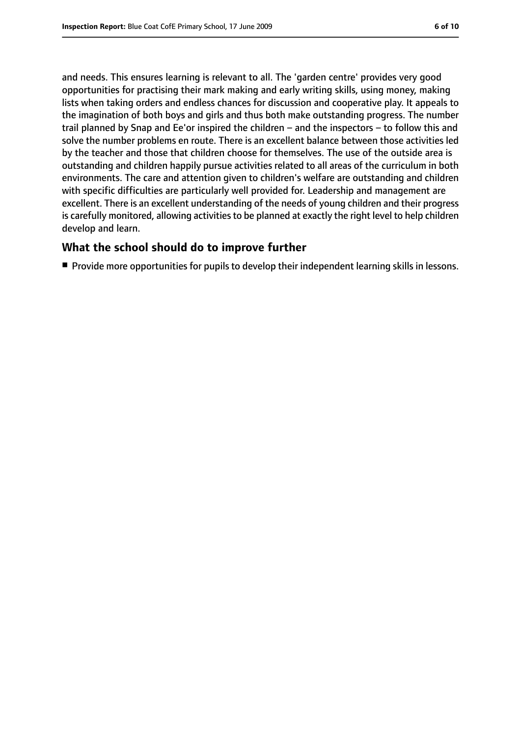and needs. This ensures learning is relevant to all. The 'garden centre' provides very good opportunities for practising their mark making and early writing skills, using money, making lists when taking orders and endless chances for discussion and cooperative play. It appeals to the imagination of both boys and girls and thus both make outstanding progress. The number trail planned by Snap and Ee'or inspired the children – and the inspectors – to follow this and solve the number problems en route. There is an excellent balance between those activities led by the teacher and those that children choose for themselves. The use of the outside area is outstanding and children happily pursue activities related to all areas of the curriculum in both environments. The care and attention given to children's welfare are outstanding and children with specific difficulties are particularly well provided for. Leadership and management are excellent. There is an excellent understanding of the needs of young children and their progress is carefully monitored, allowing activities to be planned at exactly the right level to help children develop and learn.

## What the school should do to improve further

- Provide more opportunities for pupils to develop their independent learning skills in lessons.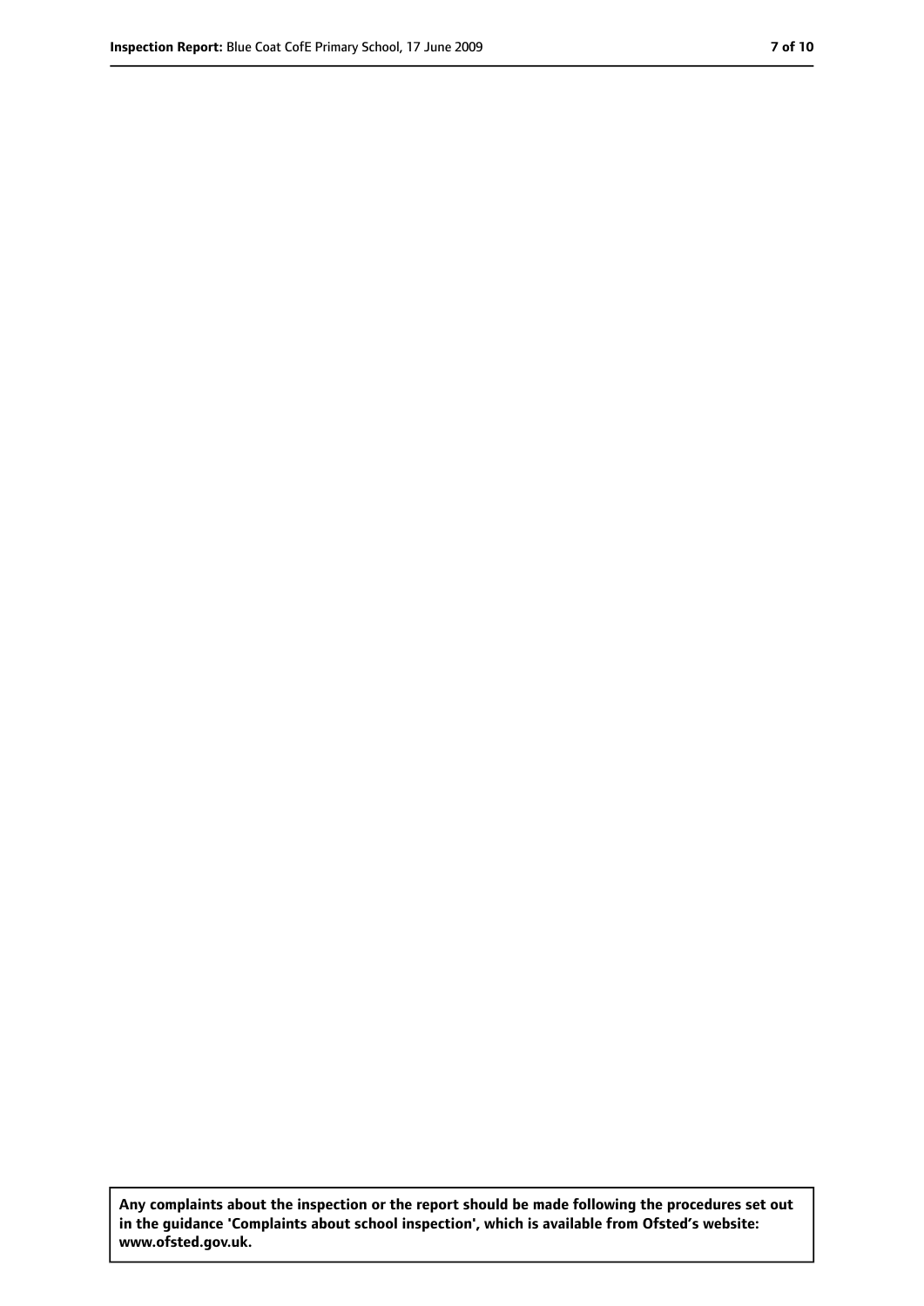**Any complaints about the inspection or the report should be made following the procedures set out in the guidance 'Complaints about school inspection', which is available from Ofsted's website: www.ofsted.gov.uk.**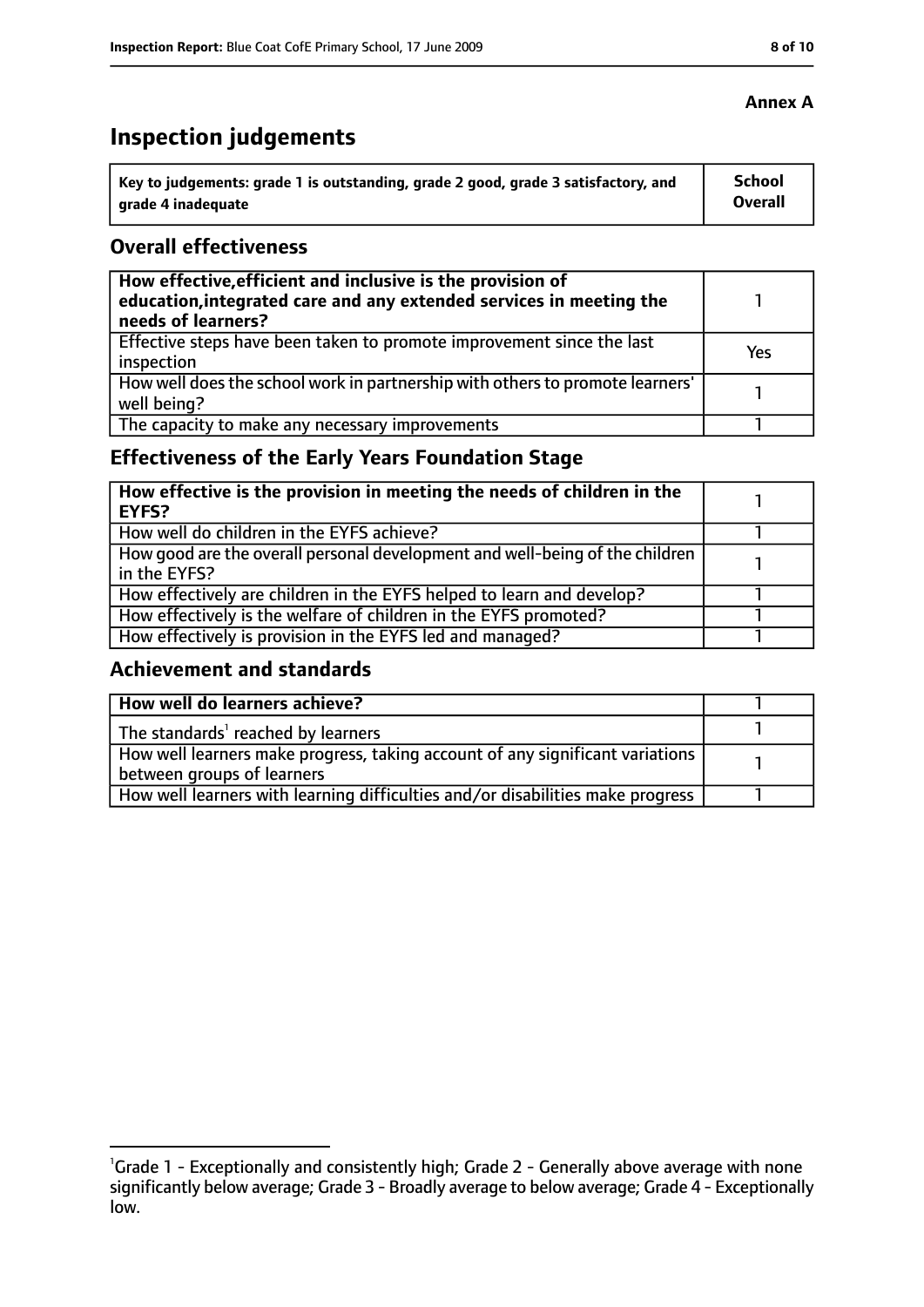**Annex A**

# Inspection judgements

| Key to judgements: grade 1 is outstanding, grade 2 good, grade 3 satisfactory, and grade 4 inadequate | School Overall |
|---|---|

## Overall effectiveness

| | |
|---|---|
| **How effective, efficient and inclusive is the provision of education, integrated care and any extended services in meeting the needs of learners?** | 1 |
| Effective steps have been taken to promote improvement since the last inspection | Yes |
| How well does the school work in partnership with others to promote learners' well being? | 1 |
| The capacity to make any necessary improvements | 1 |

## Effectiveness of the Early Years Foundation Stage

| | |
|---|---|
| **How effective is the provision in meeting the needs of children in the EYFS?** | 1 |
| How well do children in the EYFS achieve? | 1 |
| How good are the overall personal development and well-being of the children in the EYFS? | 1 |
| How effectively are children in the EYFS helped to learn and develop? | 1 |
| How effectively is the welfare of children in the EYFS promoted? | 1 |
| How effectively is provision in the EYFS led and managed? | 1 |

## Achievement and standards

| | |
|---|---|
| **How well do learners achieve?** | 1 |
| The standards[1] reached by learners | 1 |
| How well learners make progress, taking account of any significant variations between groups of learners | 1 |
| How well learners with learning difficulties and/or disabilities make progress | 1 |

[1]Grade 1 - Exceptionally and consistently high; Grade 2 - Generally above average with none significantly below average; Grade 3 - Broadly average to below average; Grade 4 - Exceptionally low.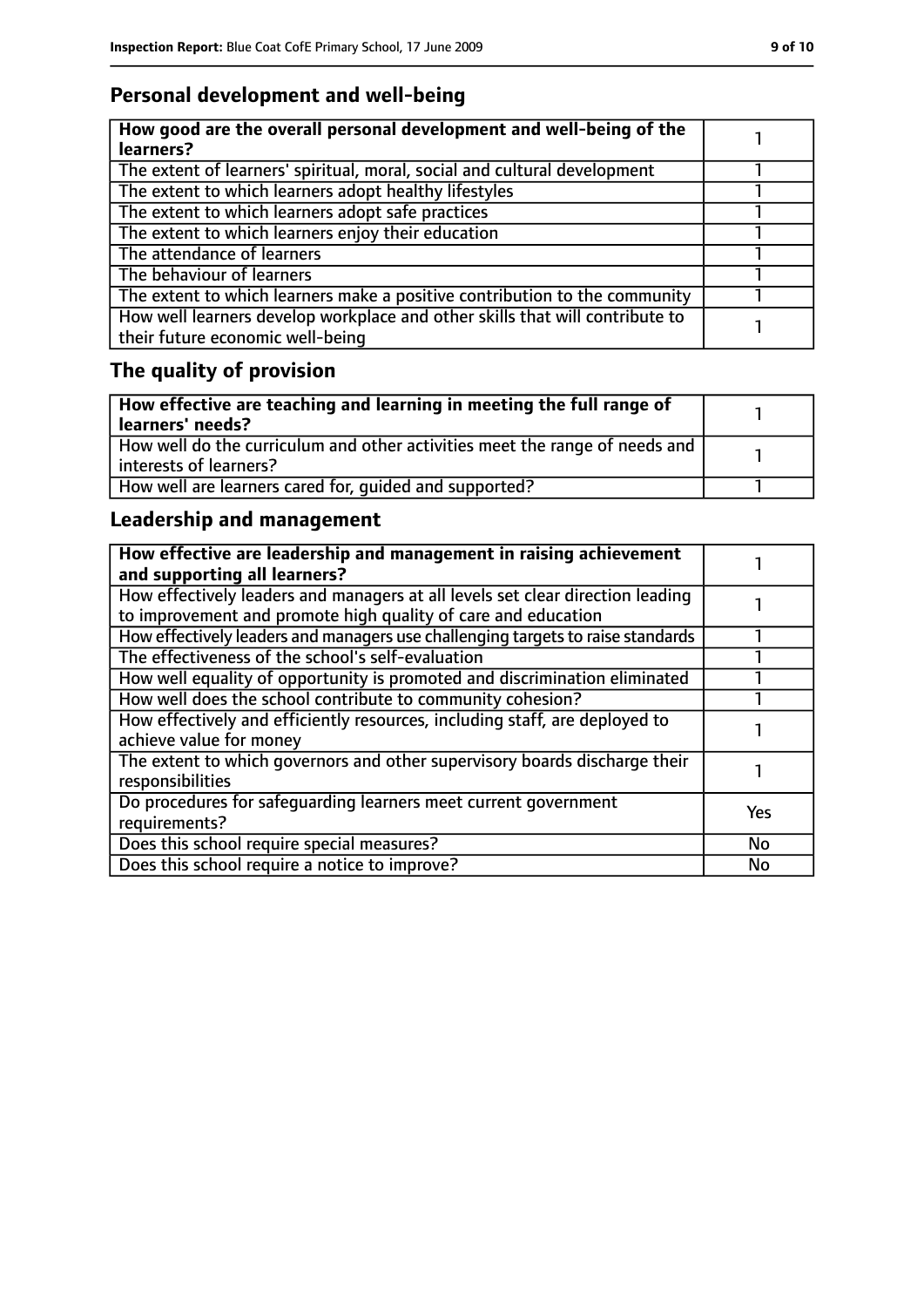## Personal development and well-being

| **How good are the overall personal development and well-being of the learners?** | 1 |
|---|---|
| The extent of learners' spiritual, moral, social and cultural development | 1 |
| The extent to which learners adopt healthy lifestyles | 1 |
| The extent to which learners adopt safe practices | 1 |
| The extent to which learners enjoy their education | 1 |
| The attendance of learners | 1 |
| The behaviour of learners | 1 |
| The extent to which learners make a positive contribution to the community | 1 |
| How well learners develop workplace and other skills that will contribute to their future economic well-being | 1 |

## The quality of provision

| **How effective are teaching and learning in meeting the full range of learners' needs?** | 1 |
|---|---|
| How well do the curriculum and other activities meet the range of needs and interests of learners? | 1 |
| How well are learners cared for, guided and supported? | 1 |

## Leadership and management

| **How effective are leadership and management in raising achievement and supporting all learners?** | 1 |
|---|---|
| How effectively leaders and managers at all levels set clear direction leading to improvement and promote high quality of care and education | 1 |
| How effectively leaders and managers use challenging targets to raise standards | 1 |
| The effectiveness of the school's self-evaluation | 1 |
| How well equality of opportunity is promoted and discrimination eliminated | 1 |
| How well does the school contribute to community cohesion? | 1 |
| How effectively and efficiently resources, including staff, are deployed to achieve value for money | 1 |
| The extent to which governors and other supervisory boards discharge their responsibilities | 1 |
| Do procedures for safeguarding learners meet current government requirements? | Yes |
| Does this school require special measures? | No |
| Does this school require a notice to improve? | No |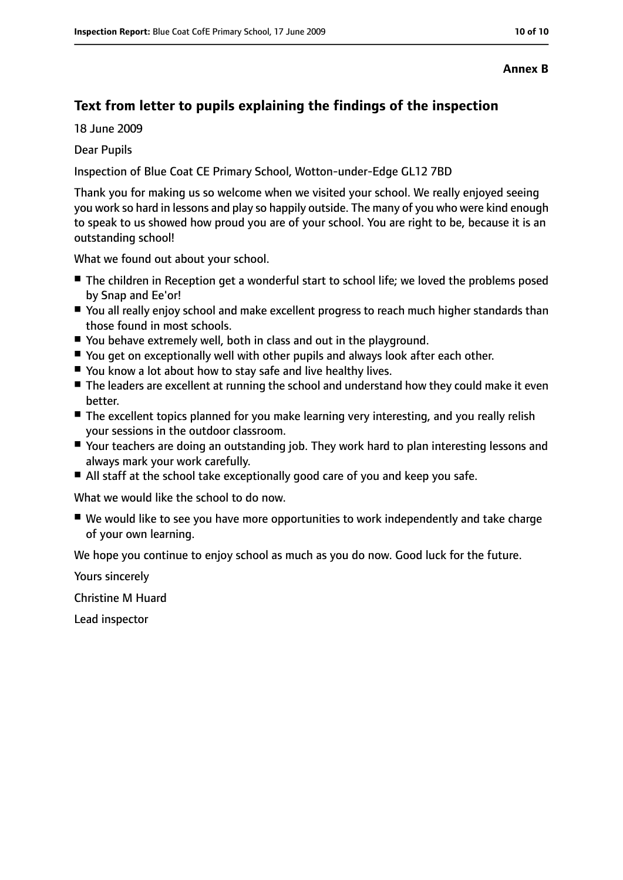**Annex B**

## Text from letter to pupils explaining the findings of the inspection

18 June 2009

Dear Pupils

Inspection of Blue Coat CE Primary School, Wotton-under-Edge GL12 7BD

Thank you for making us so welcome when we visited your school. We really enjoyed seeing you work so hard in lessons and play so happily outside. The many of you who were kind enough to speak to us showed how proud you are of your school. You are right to be, because it is an outstanding school!

What we found out about your school.

- The children in Reception get a wonderful start to school life; we loved the problems posed by Snap and Ee'or!
- You all really enjoy school and make excellent progress to reach much higher standards than those found in most schools.
- You behave extremely well, both in class and out in the playground.
- You get on exceptionally well with other pupils and always look after each other.
- You know a lot about how to stay safe and live healthy lives.
- The leaders are excellent at running the school and understand how they could make it even better.
- The excellent topics planned for you make learning very interesting, and you really relish your sessions in the outdoor classroom.
- Your teachers are doing an outstanding job. They work hard to plan interesting lessons and always mark your work carefully.
- All staff at the school take exceptionally good care of you and keep you safe.

What we would like the school to do now.

- We would like to see you have more opportunities to work independently and take charge of your own learning.

We hope you continue to enjoy school as much as you do now. Good luck for the future.

Yours sincerely

Christine M Huard

Lead inspector